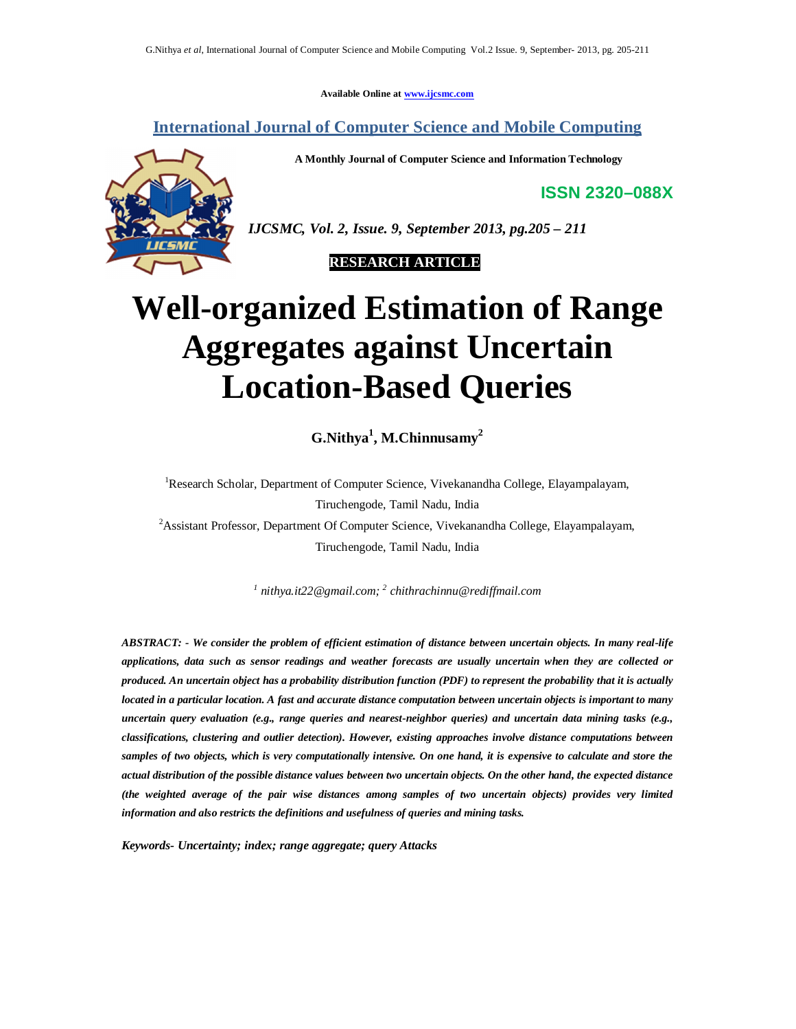Available Online at www.ijcsmc.com

**International Journal of Computer Science and Mobile Computing**

**A Monthly Journal of Computer Science and Information Technology**

**ISSN 2320–088X**

***IJCSMC, Vol. 2, Issue. 9, September 2013, pg.205 – 211***

**RESEARCH ARTICLE**

# Well-organized Estimation of Range Aggregates against Uncertain Location-Based Queries

**G.Nithya[1], M.Chinnusamy[2]**

[1]Research Scholar, Department of Computer Science, Vivekanandha College, Elayampalayam, Tiruchengode, Tamil Nadu, India

[2]Assistant Professor, Department Of Computer Science, Vivekanandha College, Elayampalayam, Tiruchengode, Tamil Nadu, India

*[1] nithya.it22@gmail.com; [2] chithrachinnu@rediffmail.com*

***ABSTRACT: - We consider the problem of efficient estimation of distance between uncertain objects. In many real-life applications, data such as sensor readings and weather forecasts are usually uncertain when they are collected or produced. An uncertain object has a probability distribution function (PDF) to represent the probability that it is actually located in a particular location. A fast and accurate distance computation between uncertain objects is important to many uncertain query evaluation (e.g., range queries and nearest-neighbor queries) and uncertain data mining tasks (e.g., classifications, clustering and outlier detection). However, existing approaches involve distance computations between samples of two objects, which is very computationally intensive. On one hand, it is expensive to calculate and store the actual distribution of the possible distance values between two uncertain objects. On the other hand, the expected distance (the weighted average of the pair wise distances among samples of two uncertain objects) provides very limited information and also restricts the definitions and usefulness of queries and mining tasks.***

***Keywords- Uncertainty; index; range aggregate; query Attacks***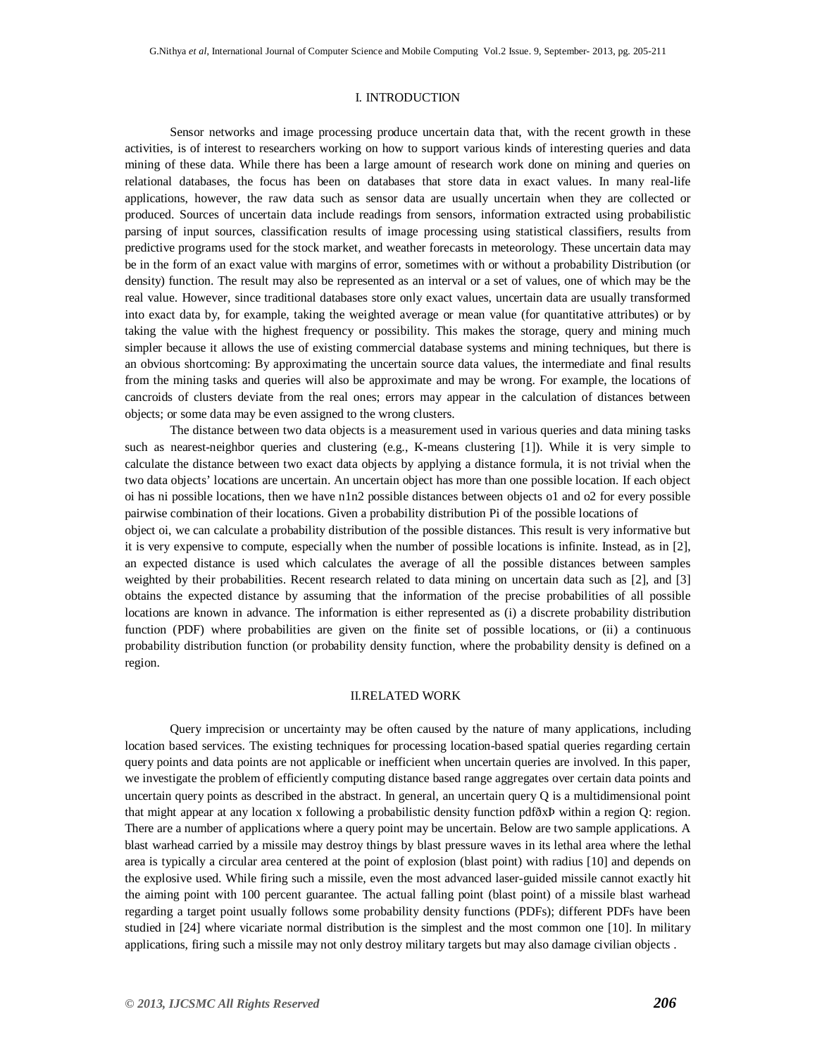## I. INTRODUCTION

Sensor networks and image processing produce uncertain data that, with the recent growth in these activities, is of interest to researchers working on how to support various kinds of interesting queries and data mining of these data. While there has been a large amount of research work done on mining and queries on relational databases, the focus has been on databases that store data in exact values. In many real-life applications, however, the raw data such as sensor data are usually uncertain when they are collected or produced. Sources of uncertain data include readings from sensors, information extracted using probabilistic parsing of input sources, classification results of image processing using statistical classifiers, results from predictive programs used for the stock market, and weather forecasts in meteorology. These uncertain data may be in the form of an exact value with margins of error, sometimes with or without a probability Distribution (or density) function. The result may also be represented as an interval or a set of values, one of which may be the real value. However, since traditional databases store only exact values, uncertain data are usually transformed into exact data by, for example, taking the weighted average or mean value (for quantitative attributes) or by taking the value with the highest frequency or possibility. This makes the storage, query and mining much simpler because it allows the use of existing commercial database systems and mining techniques, but there is an obvious shortcoming: By approximating the uncertain source data values, the intermediate and final results from the mining tasks and queries will also be approximate and may be wrong. For example, the locations of cancroids of clusters deviate from the real ones; errors may appear in the calculation of distances between objects; or some data may be even assigned to the wrong clusters.

The distance between two data objects is a measurement used in various queries and data mining tasks such as nearest-neighbor queries and clustering (e.g., K-means clustering [1]). While it is very simple to calculate the distance between two exact data objects by applying a distance formula, it is not trivial when the two data objects' locations are uncertain. An uncertain object has more than one possible location. If each object oi has ni possible locations, then we have n1n2 possible distances between objects o1 and o2 for every possible pairwise combination of their locations. Given a probability distribution Pi of the possible locations of object oi, we can calculate a probability distribution of the possible distances. This result is very informative but it is very expensive to compute, especially when the number of possible locations is infinite. Instead, as in [2], an expected distance is used which calculates the average of all the possible distances between samples weighted by their probabilities. Recent research related to data mining on uncertain data such as [2], and [3] obtains the expected distance by assuming that the information of the precise probabilities of all possible locations are known in advance. The information is either represented as (i) a discrete probability distribution function (PDF) where probabilities are given on the finite set of possible locations, or (ii) a continuous probability distribution function (or probability density function, where the probability density is defined on a region.

## II.RELATED WORK

Query imprecision or uncertainty may be often caused by the nature of many applications, including location based services. The existing techniques for processing location-based spatial queries regarding certain query points and data points are not applicable or inefficient when uncertain queries are involved. In this paper, we investigate the problem of efficiently computing distance based range aggregates over certain data points and uncertain query points as described in the abstract. In general, an uncertain query Q is a multidimensional point that might appear at any location x following a probabilistic density function pdfðxÞ within a region Q: region. There are a number of applications where a query point may be uncertain. Below are two sample applications. A blast warhead carried by a missile may destroy things by blast pressure waves in its lethal area where the lethal area is typically a circular area centered at the point of explosion (blast point) with radius [10] and depends on the explosive used. While firing such a missile, even the most advanced laser-guided missile cannot exactly hit the aiming point with 100 percent guarantee. The actual falling point (blast point) of a missile blast warhead regarding a target point usually follows some probability density functions (PDFs); different PDFs have been studied in [24] where vicariate normal distribution is the simplest and the most common one [10]. In military applications, firing such a missile may not only destroy military targets but may also damage civilian objects .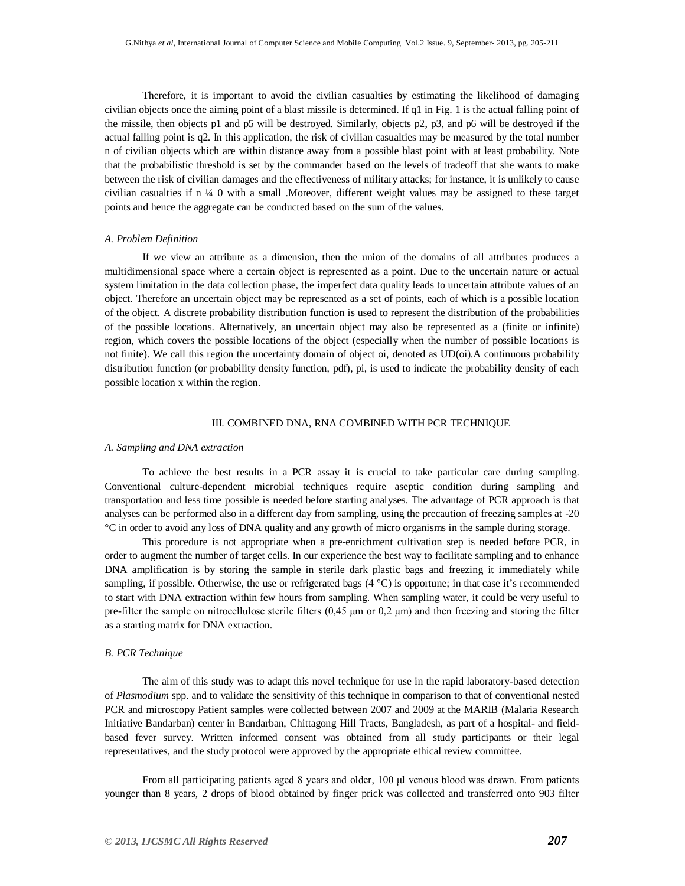Therefore, it is important to avoid the civilian casualties by estimating the likelihood of damaging civilian objects once the aiming point of a blast missile is determined. If q1 in Fig. 1 is the actual falling point of the missile, then objects p1 and p5 will be destroyed. Similarly, objects p2, p3, and p6 will be destroyed if the actual falling point is q2. In this application, the risk of civilian casualties may be measured by the total number n of civilian objects which are within distance away from a possible blast point with at least probability. Note that the probabilistic threshold is set by the commander based on the levels of tradeoff that she wants to make between the risk of civilian damages and the effectiveness of military attacks; for instance, it is unlikely to cause civilian casualties if n ¼ 0 with a small .Moreover, different weight values may be assigned to these target points and hence the aggregate can be conducted based on the sum of the values.

### *A. Problem Definition*

If we view an attribute as a dimension, then the union of the domains of all attributes produces a multidimensional space where a certain object is represented as a point. Due to the uncertain nature or actual system limitation in the data collection phase, the imperfect data quality leads to uncertain attribute values of an object. Therefore an uncertain object may be represented as a set of points, each of which is a possible location of the object. A discrete probability distribution function is used to represent the distribution of the probabilities of the possible locations. Alternatively, an uncertain object may also be represented as a (finite or infinite) region, which covers the possible locations of the object (especially when the number of possible locations is not finite). We call this region the uncertainty domain of object oi, denoted as UD(oi).A continuous probability distribution function (or probability density function, pdf), pi, is used to indicate the probability density of each possible location x within the region.

## III. COMBINED DNA, RNA COMBINED WITH PCR TECHNIQUE

### *A. Sampling and DNA extraction*

To achieve the best results in a PCR assay it is crucial to take particular care during sampling. Conventional culture-dependent microbial techniques require aseptic condition during sampling and transportation and less time possible is needed before starting analyses. The advantage of PCR approach is that analyses can be performed also in a different day from sampling, using the precaution of freezing samples at -20 °C in order to avoid any loss of DNA quality and any growth of micro organisms in the sample during storage.

This procedure is not appropriate when a pre-enrichment cultivation step is needed before PCR, in order to augment the number of target cells. In our experience the best way to facilitate sampling and to enhance DNA amplification is by storing the sample in sterile dark plastic bags and freezing it immediately while sampling, if possible. Otherwise, the use or refrigerated bags (4 °C) is opportune; in that case it's recommended to start with DNA extraction within few hours from sampling. When sampling water, it could be very useful to pre-filter the sample on nitrocellulose sterile filters (0,45 µm or 0,2 µm) and then freezing and storing the filter as a starting matrix for DNA extraction.

### *B. PCR Technique*

The aim of this study was to adapt this novel technique for use in the rapid laboratory-based detection of *Plasmodium* spp. and to validate the sensitivity of this technique in comparison to that of conventional nested PCR and microscopy Patient samples were collected between 2007 and 2009 at the MARIB (Malaria Research Initiative Bandarban) center in Bandarban, Chittagong Hill Tracts, Bangladesh, as part of a hospital- and field-based fever survey. Written informed consent was obtained from all study participants or their legal representatives, and the study protocol were approved by the appropriate ethical review committee.

From all participating patients aged 8 years and older, 100 µl venous blood was drawn. From patients younger than 8 years, 2 drops of blood obtained by finger prick was collected and transferred onto 903 filter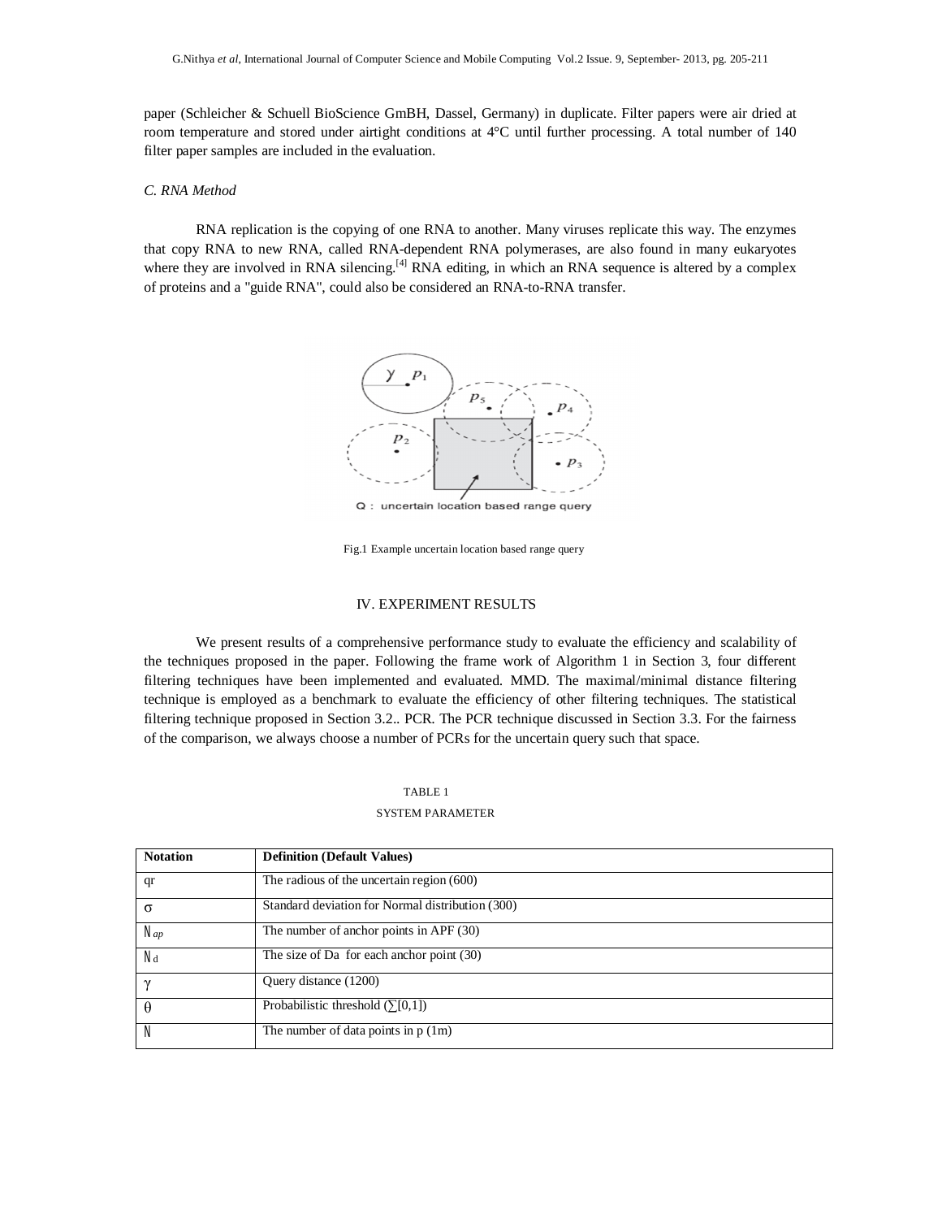paper (Schleicher & Schuell BioScience GmBH, Dassel, Germany) in duplicate. Filter papers were air dried at room temperature and stored under airtight conditions at 4°C until further processing. A total number of 140 filter paper samples are included in the evaluation.

### *C. RNA Method*

RNA replication is the copying of one RNA to another. Many viruses replicate this way. The enzymes that copy RNA to new RNA, called RNA-dependent RNA polymerases, are also found in many eukaryotes where they are involved in RNA silencing.[4] RNA editing, in which an RNA sequence is altered by a complex of proteins and a "guide RNA", could also be considered an RNA-to-RNA transfer.

Fig.1 Example uncertain location based range query

## IV. EXPERIMENT RESULTS

We present results of a comprehensive performance study to evaluate the efficiency and scalability of the techniques proposed in the paper. Following the frame work of Algorithm 1 in Section 3, four different filtering techniques have been implemented and evaluated. MMD. The maximal/minimal distance filtering technique is employed as a benchmark to evaluate the efficiency of other filtering techniques. The statistical filtering technique proposed in Section 3.2.. PCR. The PCR technique discussed in Section 3.3. For the fairness of the comparison, we always choose a number of PCRs for the uncertain query such that space.

TABLE 1

SYSTEM PARAMETER

| **Notation** | **Definition (Default Values)** |
| --- | --- |
| qr | The radious of the uncertain region (600) |
| $\sigma$ | Standard deviation for Normal distribution (300) |
| $N_{ap}$ | The number of anchor points in APF (30) |
| $N_d$ | The size of Da for each anchor point (30) |
| $\gamma$ | Query distance (1200) |
| $\theta$ | Probabilistic threshold (∑[0,1]) |
| $N$ | The number of data points in p (1m) |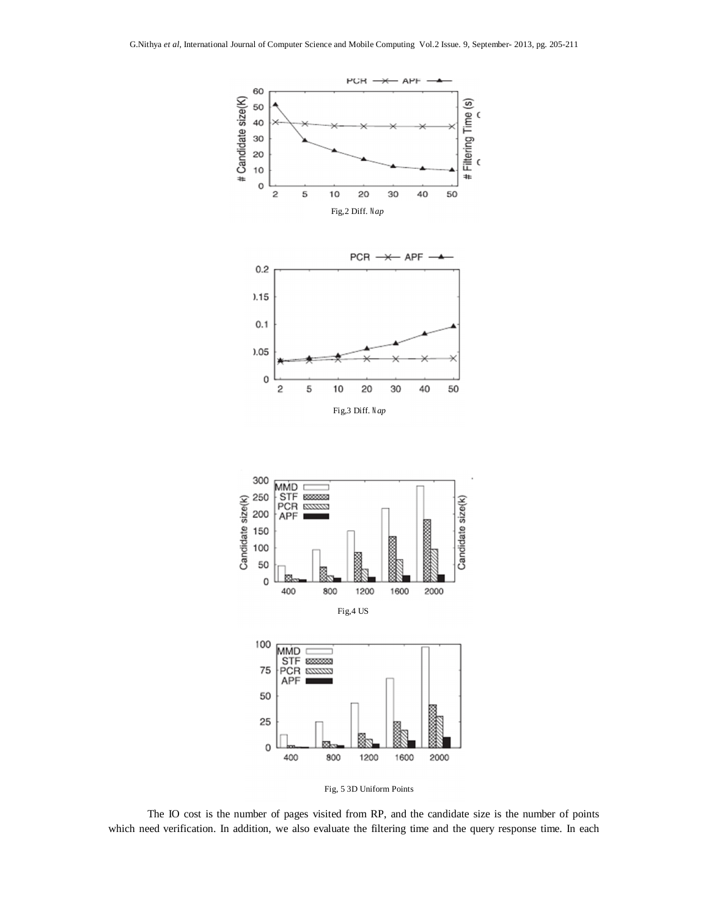Fig,2 Diff. $N_{ap}$

Fig,3 Diff. $N_{ap}$

Fig,4 US

Fig, 5 3D Uniform Points

The IO cost is the number of pages visited from RP, and the candidate size is the number of points which need verification. In addition, we also evaluate the filtering time and the query response time. In each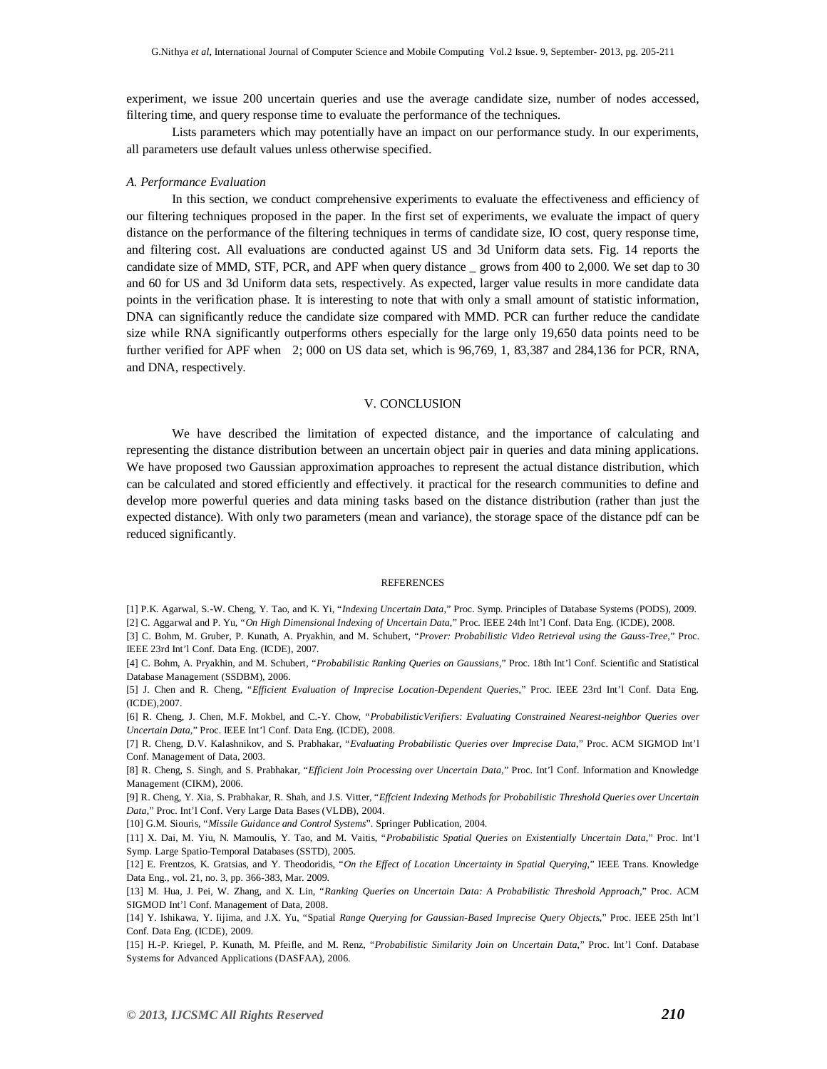experiment, we issue 200 uncertain queries and use the average candidate size, number of nodes accessed, filtering time, and query response time to evaluate the performance of the techniques.

Lists parameters which may potentially have an impact on our performance study. In our experiments, all parameters use default values unless otherwise specified.

### *A. Performance Evaluation*

In this section, we conduct comprehensive experiments to evaluate the effectiveness and efficiency of our filtering techniques proposed in the paper. In the first set of experiments, we evaluate the impact of query distance on the performance of the filtering techniques in terms of candidate size, IO cost, query response time, and filtering cost. All evaluations are conducted against US and 3d Uniform data sets. Fig. 14 reports the candidate size of MMD, STF, PCR, and APF when query distance _ grows from 400 to 2,000. We set dap to 30 and 60 for US and 3d Uniform data sets, respectively. As expected, larger value results in more candidate data points in the verification phase. It is interesting to note that with only a small amount of statistic information, DNA can significantly reduce the candidate size compared with MMD. PCR can further reduce the candidate size while RNA significantly outperforms others especially for the large only 19,650 data points need to be further verified for APF when 2; 000 on US data set, which is 96,769, 1, 83,387 and 284,136 for PCR, RNA, and DNA, respectively.

## V. CONCLUSION

We have described the limitation of expected distance, and the importance of calculating and representing the distance distribution between an uncertain object pair in queries and data mining applications. We have proposed two Gaussian approximation approaches to represent the actual distance distribution, which can be calculated and stored efficiently and effectively. it practical for the research communities to define and develop more powerful queries and data mining tasks based on the distance distribution (rather than just the expected distance). With only two parameters (mean and variance), the storage space of the distance pdf can be reduced significantly.

## REFERENCES

[1] P.K. Agarwal, S.-W. Cheng, Y. Tao, and K. Yi, "*Indexing Uncertain Data*," Proc. Symp. Principles of Database Systems (PODS), 2009.

[2] C. Aggarwal and P. Yu, "*On High Dimensional Indexing of Uncertain Data*," Proc. IEEE 24th Int'l Conf. Data Eng. (ICDE), 2008.

[3] C. Bohm, M. Gruber, P. Kunath, A. Pryakhin, and M. Schubert, "*Prover: Probabilistic Video Retrieval using the Gauss-Tree*," Proc. IEEE 23rd Int'l Conf. Data Eng. (ICDE), 2007.

[4] C. Bohm, A. Pryakhin, and M. Schubert, "*Probabilistic Ranking Queries on Gaussians*," Proc. 18th Int'l Conf. Scientific and Statistical Database Management (SSDBM), 2006.

[5] J. Chen and R. Cheng, "*Efficient Evaluation of Imprecise Location-Dependent Queries*," Proc. IEEE 23rd Int'l Conf. Data Eng. (ICDE),2007.

[6] R. Cheng, J. Chen, M.F. Mokbel, and C.-Y. Chow, "*ProbabilisticVerifiers: Evaluating Constrained Nearest-neighbor Queries over Uncertain Data*," Proc. IEEE Int'l Conf. Data Eng. (ICDE), 2008.

[7] R. Cheng, D.V. Kalashnikov, and S. Prabhakar, "*Evaluating Probabilistic Queries over Imprecise Data*," Proc. ACM SIGMOD Int'l Conf. Management of Data, 2003.

[8] R. Cheng, S. Singh, and S. Prabhakar, "*Efficient Join Processing over Uncertain Data*," Proc. Int'l Conf. Information and Knowledge Management (CIKM), 2006.

[9] R. Cheng, Y. Xia, S. Prabhakar, R. Shah, and J.S. Vitter, "*Effcient Indexing Methods for Probabilistic Threshold Queries over Uncertain Data*," Proc. Int'l Conf. Very Large Data Bases (VLDB), 2004.

[10] G.M. Siouris, "*Missile Guidance and Control Systems*". Springer Publication, 2004.

[11] X. Dai, M. Yiu, N. Mamoulis, Y. Tao, and M. Vaitis, "*Probabilistic Spatial Queries on Existentially Uncertain Data*," Proc. Int'l Symp. Large Spatio-Temporal Databases (SSTD), 2005.

[12] E. Frentzos, K. Gratsias, and Y. Theodoridis, "*On the Effect of Location Uncertainty in Spatial Querying*," IEEE Trans. Knowledge Data Eng., vol. 21, no. 3, pp. 366-383, Mar. 2009.

[13] M. Hua, J. Pei, W. Zhang, and X. Lin, "*Ranking Queries on Uncertain Data: A Probabilistic Threshold Approach*," Proc. ACM SIGMOD Int'l Conf. Management of Data, 2008.

[14] Y. Ishikawa, Y. Iijima, and J.X. Yu, "Spatial *Range Querying for Gaussian-Based Imprecise Query Objects*," Proc. IEEE 25th Int'l Conf. Data Eng. (ICDE), 2009.

[15] H.-P. Kriegel, P. Kunath, M. Pfeifle, and M. Renz, "*Probabilistic Similarity Join on Uncertain Data*," Proc. Int'l Conf. Database Systems for Advanced Applications (DASFAA), 2006.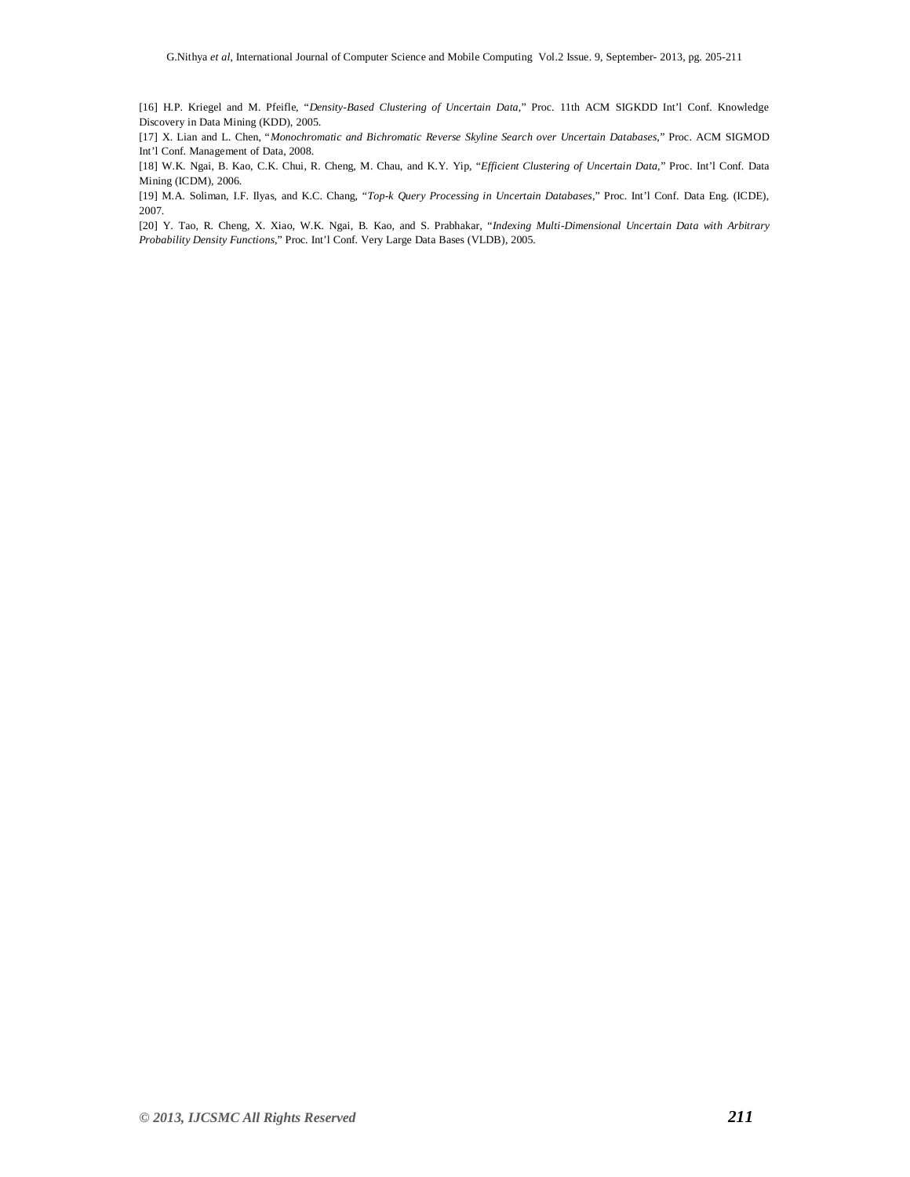[16] H.P. Kriegel and M. Pfeifle, "*Density-Based Clustering of Uncertain Data*," Proc. 11th ACM SIGKDD Int'l Conf. Knowledge Discovery in Data Mining (KDD), 2005.

[17] X. Lian and L. Chen, "*Monochromatic and Bichromatic Reverse Skyline Search over Uncertain Databases*," Proc. ACM SIGMOD Int'l Conf. Management of Data, 2008.

[18] W.K. Ngai, B. Kao, C.K. Chui, R. Cheng, M. Chau, and K.Y. Yip, "*Efficient Clustering of Uncertain Data*," Proc. Int'l Conf. Data Mining (ICDM), 2006.

[19] M.A. Soliman, I.F. Ilyas, and K.C. Chang, "*Top-k Query Processing in Uncertain Databases*," Proc. Int'l Conf. Data Eng. (ICDE), 2007.

[20] Y. Tao, R. Cheng, X. Xiao, W.K. Ngai, B. Kao, and S. Prabhakar, "*Indexing Multi-Dimensional Uncertain Data with Arbitrary Probability Density Functions*," Proc. Int'l Conf. Very Large Data Bases (VLDB), 2005.